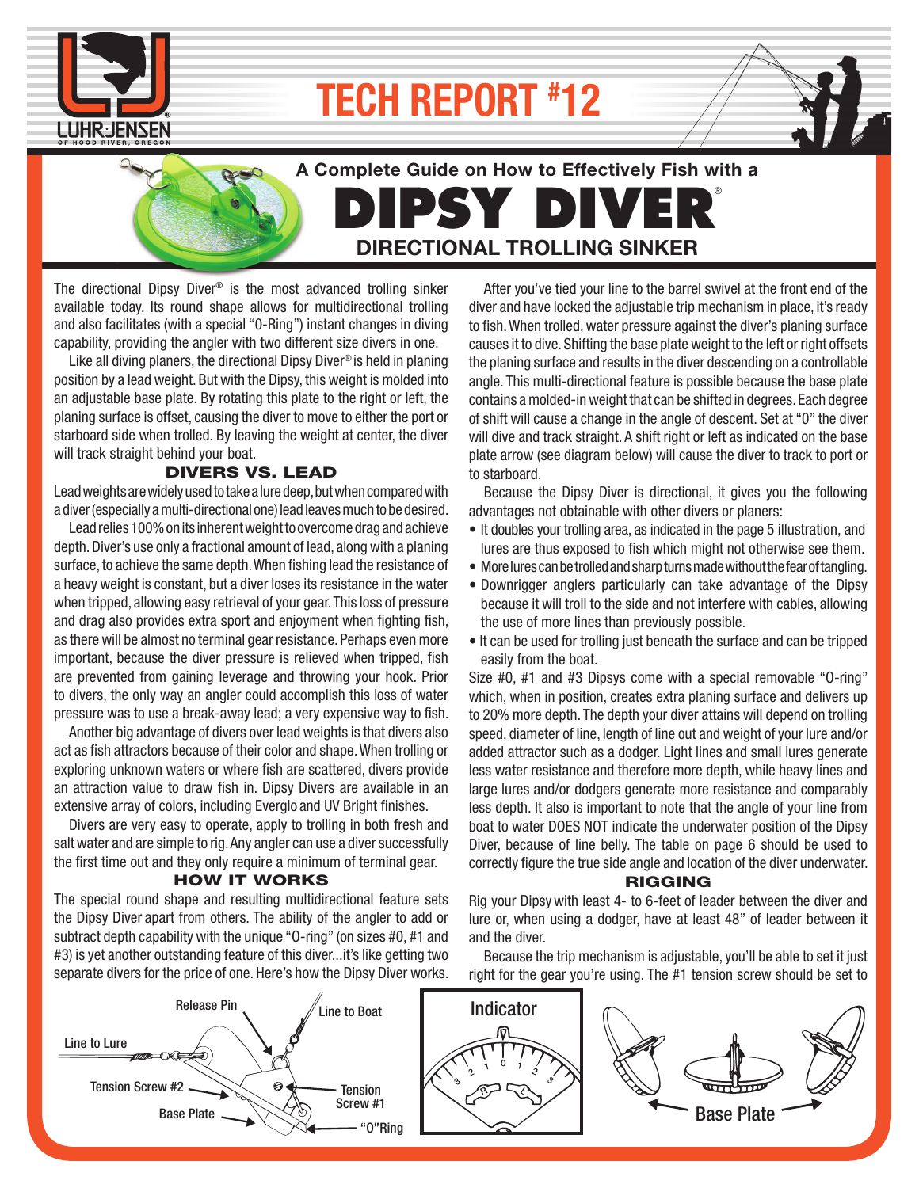# TECH REPORT #12

## A Complete Guide on How to Effectively Fish with a DIPSY DIVER®

## DIRECTIONAL TROLLING SINKER

The directional Dipsy Diver® is the most advanced trolling sinker available today. Its round shape allows for multidirectional trolling and also facilitates (with a special "O-Ring") instant changes in diving capability, providing the angler with two different size divers in one.

Like all diving planers, the directional Dipsy Diver® is held in planing position by a lead weight. But with the Dipsy, this weight is molded into an adjustable base plate. By rotating this plate to the right or left, the planing surface is offset, causing the diver to move to either the port or starboard side when trolled. By leaving the weight at center, the diver will track straight behind your boat.

### DIVERS VS. LEAD

Lead weights are widely used to take a lure deep, but when compared with a diver (especially a multi-directional one) lead leaves much to be desired.

Lead relies 100% on its inherent weight to overcome drag and achieve depth. Diver's use only a fractional amount of lead, along with a planing surface, to achieve the same depth. When fishing lead the resistance of a heavy weight is constant, but a diver loses its resistance in the water when tripped, allowing easy retrieval of your gear. This loss of pressure and drag also provides extra sport and enjoyment when fighting fish, as there will be almost no terminal gear resistance. Perhaps even more important, because the diver pressure is relieved when tripped, fish are prevented from gaining leverage and throwing your hook. Prior to divers, the only way an angler could accomplish this loss of water pressure was to use a break-away lead; a very expensive way to fish.

Another big advantage of divers over lead weights is that divers also act as fish attractors because of their color and shape. When trolling or exploring unknown waters or where fish are scattered, divers provide an attraction value to draw fish in. Dipsy Divers are available in an extensive array of colors, including Everglo and UV Bright finishes.

Divers are very easy to operate, apply to trolling in both fresh and salt water and are simple to rig. Any angler can use a diver successfully the first time out and they only require a minimum of terminal gear.

### HOW IT WORKS

The special round shape and resulting multidirectional feature sets the Dipsy Diver apart from others. The ability of the angler to add or subtract depth capability with the unique "O-ring" (on sizes #0, #1 and #3) is yet another outstanding feature of this diver...it's like getting two separate divers for the price of one. Here's how the Dipsy Diver works.

After you've tied your line to the barrel swivel at the front end of the diver and have locked the adjustable trip mechanism in place, it's ready to fish. When trolled, water pressure against the diver's planing surface causes it to dive. Shifting the base plate weight to the left or right offsets the planing surface and results in the diver descending on a controllable angle. This multi-directional feature is possible because the base plate contains a molded-in weight that can be shifted in degrees. Each degree of shift will cause a change in the angle of descent. Set at "0" the diver will dive and track straight. A shift right or left as indicated on the base plate arrow (see diagram below) will cause the diver to track to port or to starboard.

Because the Dipsy Diver is directional, it gives you the following advantages not obtainable with other divers or planers:

- It doubles your trolling area, as indicated in the page 5 illustration, and lures are thus exposed to fish which might not otherwise see them.
- More lures can be trolled and sharp turns made without the fear of tangling.
- Downrigger anglers particularly can take advantage of the Dipsy because it will troll to the side and not interfere with cables, allowing the use of more lines than previously possible.
- It can be used for trolling just beneath the surface and can be tripped easily from the boat.

Size #0, #1 and #3 Dipsys come with a special removable "O-ring" which, when in position, creates extra planing surface and delivers up to 20% more depth. The depth your diver attains will depend on trolling speed, diameter of line, length of line out and weight of your lure and/or added attractor such as a dodger. Light lines and small lures generate less water resistance and therefore more depth, while heavy lines and large lures and/or dodgers generate more resistance and comparably less depth. It also is important to note that the angle of your line from boat to water DOES NOT indicate the underwater position of the Dipsy Diver, because of line belly. The table on page 6 should be used to correctly figure the true side angle and location of the diver underwater.

### RIGGING

Rig your Dipsy with least 4- to 6-feet of leader between the diver and lure or, when using a dodger, have at least 48" of leader between it and the diver.

Because the trip mechanism is adjustable, you'll be able to set it just right for the gear you're using. The #1 tension screw should be set to

Release Pin — Line to Boat — Line to Lure — Tension Screw #2 — Tension Screw #1 — Base Plate — "O"Ring

Indicator: 3 2 1 0 1 2 3 — R — L

Base Plate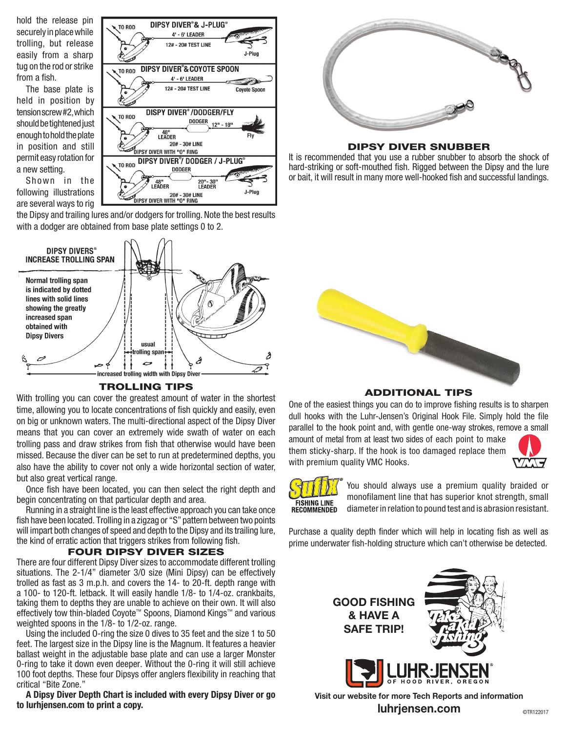hold the release pin securely in place while trolling, but release easily from a sharp tug on the rod or strike from a fish.

The base plate is held in position by tension screw #2, which should be tightened just enough to hold the plate in position and still permit easy rotation for a new setting.

Shown in the following illustrations are several ways to rig the Dipsy and trailing lures and/or dodgers for trolling. Note the best results with a dodger are obtained from base plate settings 0 to 2.

DIPSY DIVER® & J-PLUG®
TO ROD
4' - 6' LEADER
12# - 20# TEST LINE
J-Plug

DIPSY DIVER® & COYOTE SPOON
TO ROD
4' - 6' LEADER
12# - 20# TEST LINE
Coyote Spoon

DISPY DIVER®/DODGER/FLY
TO ROD
DODGER
12" - 18"
48" LEADER
20# - 30# LINE
Fly
DIPSY DIVER WITH "O" RING

DIPSY DIVER®/ DODGER / J-PLUG®
TO ROD
DODGER
48" LEADER
20"- 30" LEADER
20# - 30# LINE
J-Plug
DIPSY DIVER WITH "O" RING

DIPSY DIVERS® INCREASE TROLLING SPAN

Normal trolling span is indicated by dotted lines with solid lines showing the greatly increased span obtained with Dipsy Divers

usual trolling span

increased trolling width with Dipsy Diver

## TROLLING TIPS

With trolling you can cover the greatest amount of water in the shortest time, allowing you to locate concentrations of fish quickly and easily, even on big or unknown waters. The multi-directional aspect of the Dipsy Diver means that you can cover an extremely wide swath of water on each trolling pass and draw strikes from fish that otherwise would have been missed. Because the diver can be set to run at predetermined depths, you also have the ability to cover not only a wide horizontal section of water, but also great vertical range.

Once fish have been located, you can then select the right depth and begin concentrating on that particular depth and area.

Running in a straight line is the least effective approach you can take once fish have been located. Trolling in a zigzag or "S" pattern between two points will impart both changes of speed and depth to the Dipsy and its trailing lure, the kind of erratic action that triggers strikes from following fish.

## FOUR DIPSY DIVER SIZES

There are four different Dipsy Diver sizes to accommodate different trolling situations. The 2-1/4" diameter 3/0 size (Mini Dipsy) can be effectively trolled as fast as 3 m.p.h. and covers the 14- to 20-ft. depth range with a 100- to 120-ft. letback. It will easily handle 1/8- to 1/4-oz. crankbaits, taking them to depths they are unable to achieve on their own. It will also effectively tow thin-bladed Coyote™ Spoons, Diamond Kings™ and various weighted spoons in the 1/8- to 1/2-oz. range.

Using the included O-ring the size 0 dives to 35 feet and the size 1 to 50 feet. The largest size in the Dipsy line is the Magnum. It features a heavier ballast weight in the adjustable base plate and can use a larger Monster O-ring to take it down even deeper. Without the O-ring it will still achieve 100 foot depths. These four Dipsys offer anglers flexibility in reaching that critical "Bite Zone."

**A Dipsy Diver Depth Chart is included with every Dipsy Diver or go to lurhjensen.com to print a copy.**

## DIPSY DIVER SNUBBER

It is recommended that you use a rubber snubber to absorb the shock of hard-striking or soft-mouthed fish. Rigged between the Dipsy and the lure or bait, it will result in many more well-hooked fish and successful landings.

## ADDITIONAL TIPS

One of the easiest things you can do to improve fishing results is to sharpen dull hooks with the Luhr-Jensen's Original Hook File. Simply hold the file parallel to the hook point and, with gentle one-way strokes, remove a small amount of metal from at least two sides of each point to make them sticky-sharp. If the hook is too damaged replace them with premium quality VMC Hooks.

Sufix® FISHING LINE RECOMMENDED

You should always use a premium quality braided or monofilament line that has superior knot strength, small diameter in relation to pound test and is abrasion resistant.

Purchase a quality depth finder which will help in locating fish as well as prime underwater fish-holding structure which can't otherwise be detected.

**GOOD FISHING & HAVE A SAFE TRIP!**

Take a Kid Fishing

LUHR-JENSEN® OF HOOD RIVER, OREGON

**Visit our website for more Tech Reports and information**

**luhrjensen.com**

©TR122017